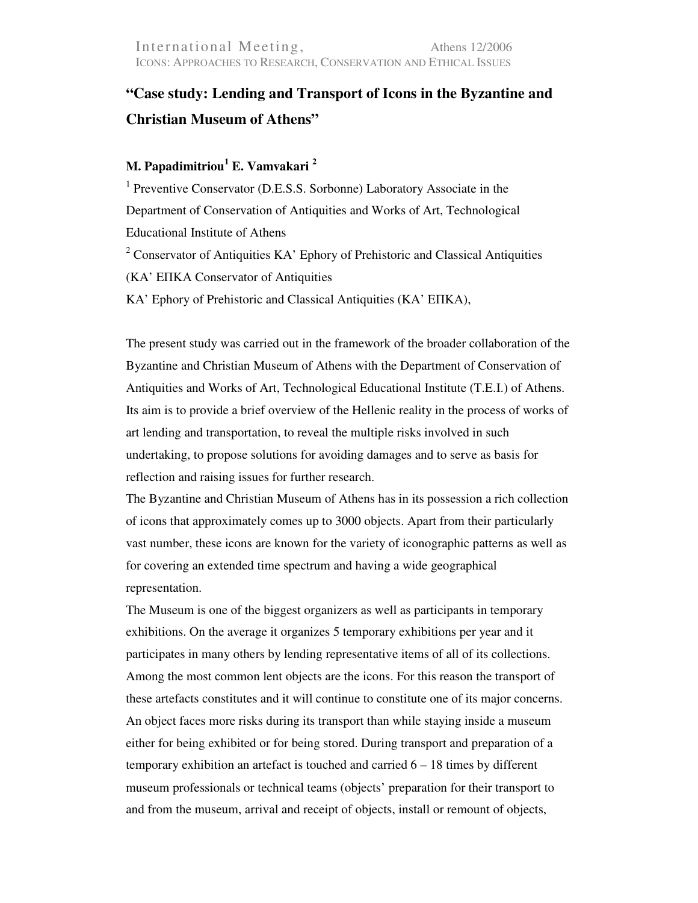# "Case study: Lending and Transport of Icons in the Byzantine and Christian Museum of Athens"

**M. Papadimitriou[1] E. Vamvakari [2]**

[1] Preventive Conservator (D.E.S.S. Sorbonne) Laboratory Associate in the Department of Conservation of Antiquities and Works of Art, Technological Educational Institute of Athens

[2] Conservator of Antiquities KA' Ephory of Prehistoric and Classical Antiquities (KA' ΕΠΚΑ Conservator of Antiquities

KA' Ephory of Prehistoric and Classical Antiquities (KA' ΕΠΚΑ),

The present study was carried out in the framework of the broader collaboration of the Byzantine and Christian Museum of Athens with the Department of Conservation of Antiquities and Works of Art, Technological Educational Institute (T.E.I.) of Athens. Its aim is to provide a brief overview of the Hellenic reality in the process of works of art lending and transportation, to reveal the multiple risks involved in such undertaking, to propose solutions for avoiding damages and to serve as basis for reflection and raising issues for further research.

The Byzantine and Christian Museum of Athens has in its possession a rich collection of icons that approximately comes up to 3000 objects. Apart from their particularly vast number, these icons are known for the variety of iconographic patterns as well as for covering an extended time spectrum and having a wide geographical representation.

The Museum is one of the biggest organizers as well as participants in temporary exhibitions. On the average it organizes 5 temporary exhibitions per year and it participates in many others by lending representative items of all of its collections. Among the most common lent objects are the icons. For this reason the transport of these artefacts constitutes and it will continue to constitute one of its major concerns. An object faces more risks during its transport than while staying inside a museum either for being exhibited or for being stored. During transport and preparation of a temporary exhibition an artefact is touched and carried 6 – 18 times by different museum professionals or technical teams (objects' preparation for their transport to and from the museum, arrival and receipt of objects, install or remount of objects,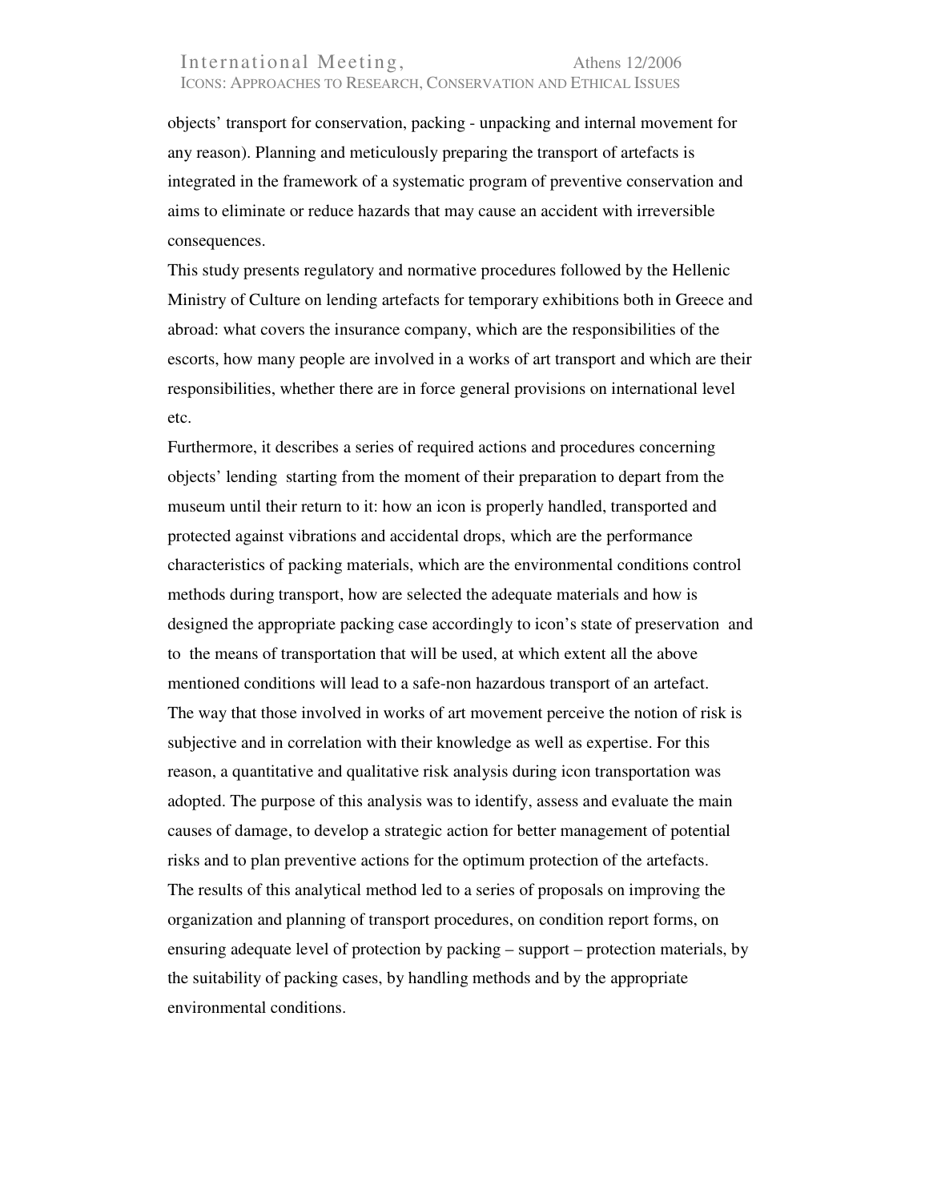objects' transport for conservation, packing - unpacking and internal movement for any reason). Planning and meticulously preparing the transport of artefacts is integrated in the framework of a systematic program of preventive conservation and aims to eliminate or reduce hazards that may cause an accident with irreversible consequences.

This study presents regulatory and normative procedures followed by the Hellenic Ministry of Culture on lending artefacts for temporary exhibitions both in Greece and abroad: what covers the insurance company, which are the responsibilities of the escorts, how many people are involved in a works of art transport and which are their responsibilities, whether there are in force general provisions on international level etc.

Furthermore, it describes a series of required actions and procedures concerning objects' lending starting from the moment of their preparation to depart from the museum until their return to it: how an icon is properly handled, transported and protected against vibrations and accidental drops, which are the performance characteristics of packing materials, which are the environmental conditions control methods during transport, how are selected the adequate materials and how is designed the appropriate packing case accordingly to icon's state of preservation and to the means of transportation that will be used, at which extent all the above mentioned conditions will lead to a safe-non hazardous transport of an artefact.

The way that those involved in works of art movement perceive the notion of risk is subjective and in correlation with their knowledge as well as expertise. For this reason, a quantitative and qualitative risk analysis during icon transportation was adopted. The purpose of this analysis was to identify, assess and evaluate the main causes of damage, to develop a strategic action for better management of potential risks and to plan preventive actions for the optimum protection of the artefacts.

The results of this analytical method led to a series of proposals on improving the organization and planning of transport procedures, on condition report forms, on ensuring adequate level of protection by packing – support – protection materials, by the suitability of packing cases, by handling methods and by the appropriate environmental conditions.